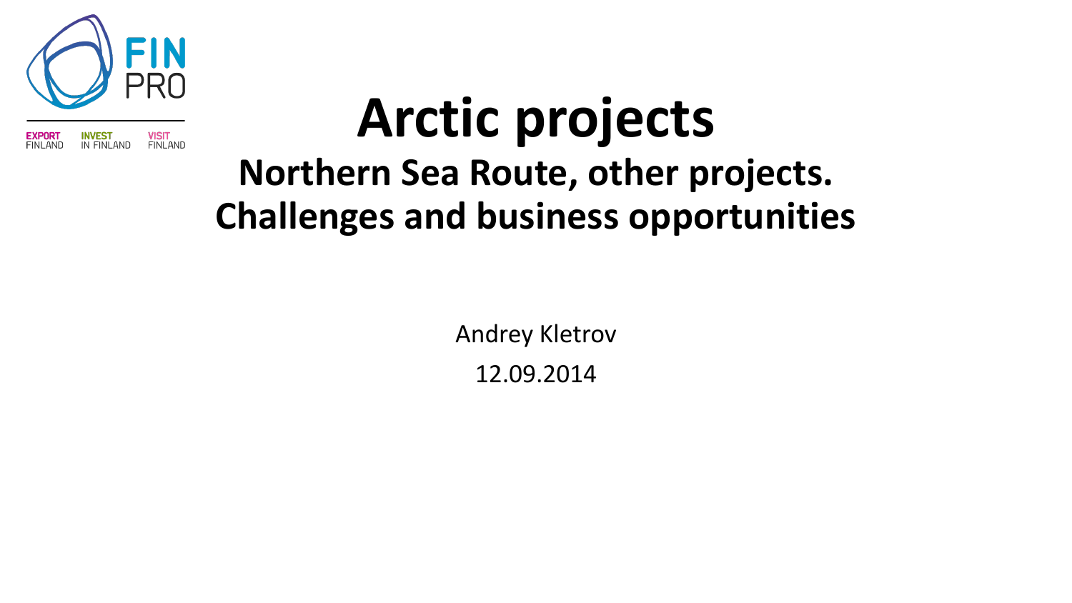FIN PRO

EXPORT FINLAND   INVEST IN FINLAND   VISIT FINLAND

# Arctic projects

## Northern Sea Route, other projects. Challenges and business opportunities

Andrey Kletrov

12.09.2014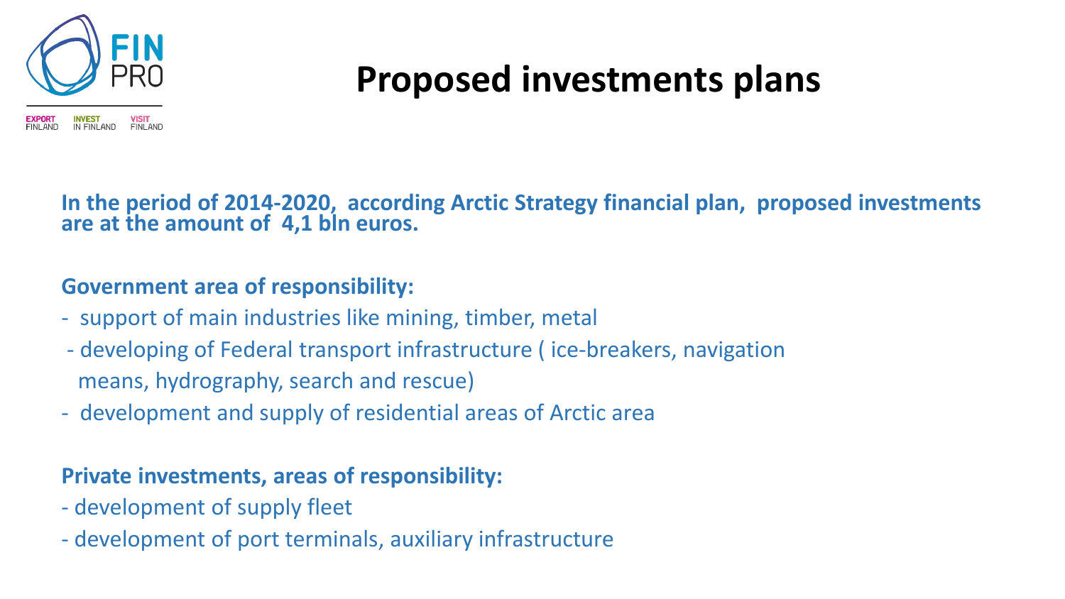# Proposed investments plans

**In the period of 2014-2020, according Arctic Strategy financial plan, proposed investments are at the amount of 4,1 bln euros.**

**Government area of responsibility:**

- support of main industries like mining, timber, metal
- developing of Federal transport infrastructure ( ice-breakers, navigation means, hydrography, search and rescue)
- development and supply of residential areas of Arctic area

**Private investments, areas of responsibility:**

- development of supply fleet
- development of port terminals, auxiliary infrastructure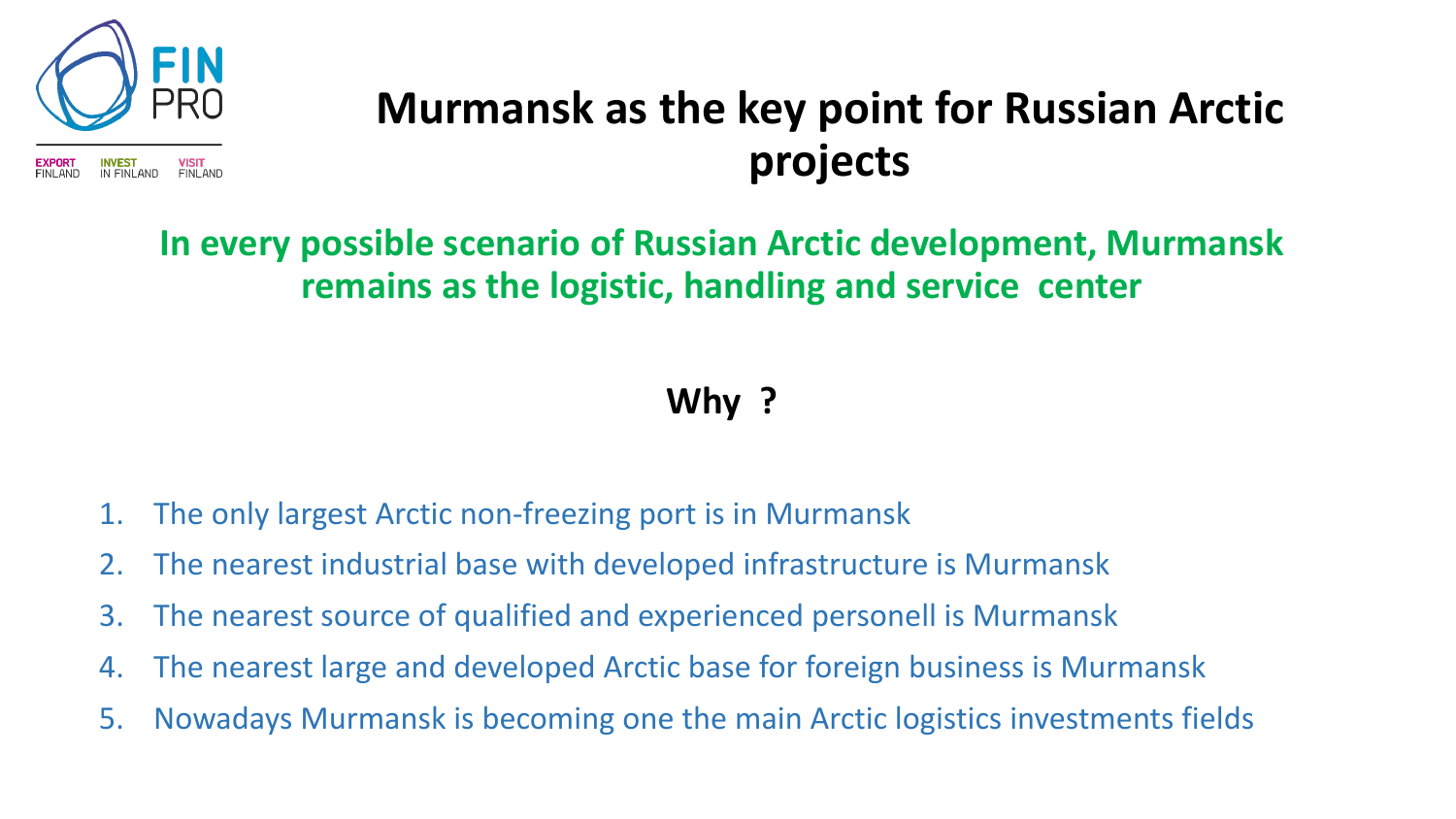# Murmansk as the key point for Russian Arctic projects

**In every possible scenario of Russian Arctic development, Murmansk remains as the logistic, handling and service center**

**Why ?**

1. The only largest Arctic non-freezing port is in Murmansk
2. The nearest industrial base with developed infrastructure is Murmansk
3. The nearest source of qualified and experienced personell is Murmansk
4. The nearest large and developed Arctic base for foreign business is Murmansk
5. Nowadays Murmansk is becoming one the main Arctic logistics investments fields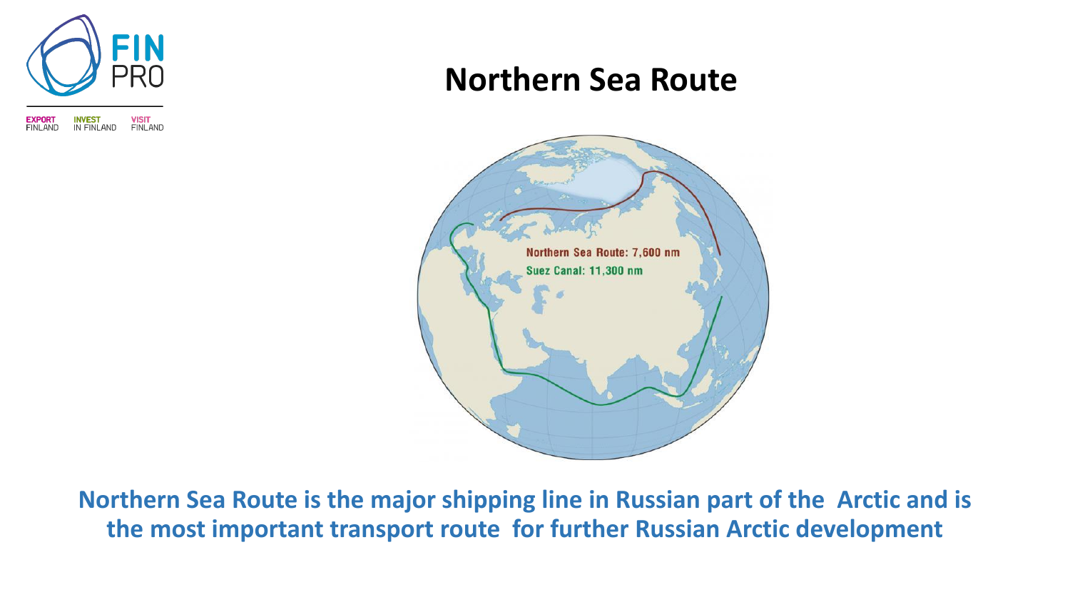# Northern Sea Route

Northern Sea Route: 7,600 nm

Suez Canal: 11,300 nm

**Northern Sea Route is the major shipping line in Russian part of the Arctic and is the most important transport route for further Russian Arctic development**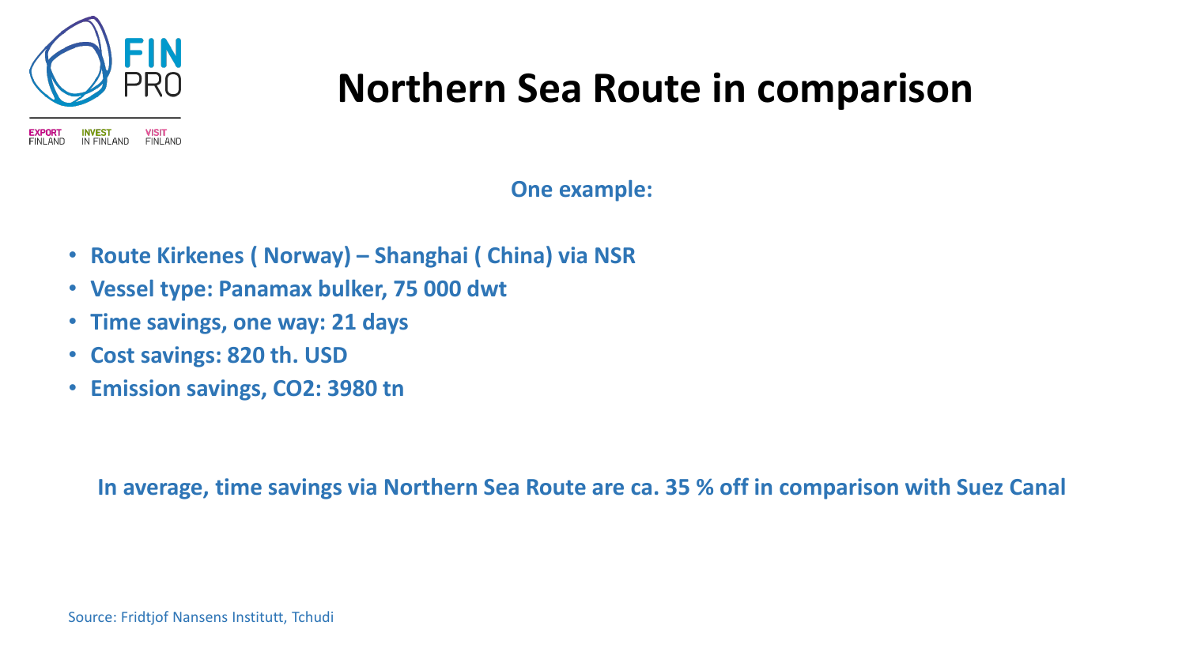# Northern Sea Route in comparison

**One example:**

- **Route Kirkenes ( Norway) – Shanghai ( China) via NSR**
- **Vessel type: Panamax bulker, 75 000 dwt**
- **Time savings, one way: 21 days**
- **Cost savings: 820 th. USD**
- **Emission savings, $CO_2$: 3980 tn**

**In average, time savings via Northern Sea Route are ca. 35 % off in comparison with Suez Canal**

Source: Fridtjof Nansens Institutt, Tchudi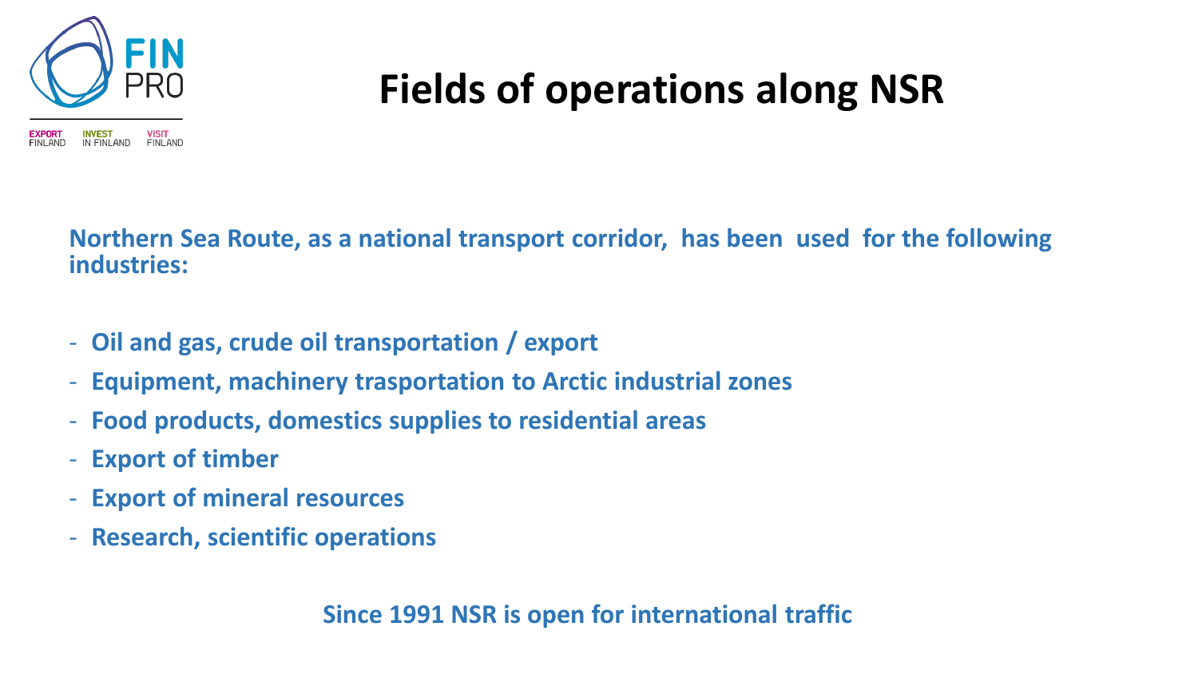# Fields of operations along NSR

**Northern Sea Route, as a national transport corridor, has been used for the following industries:**

- **Oil and gas, crude oil transportation / export**
- **Equipment, machinery trasportation to Arctic industrial zones**
- **Food products, domestics supplies to residential areas**
- **Export of timber**
- **Export of mineral resources**
- **Research, scientific operations**

**Since 1991 NSR is open for international traffic**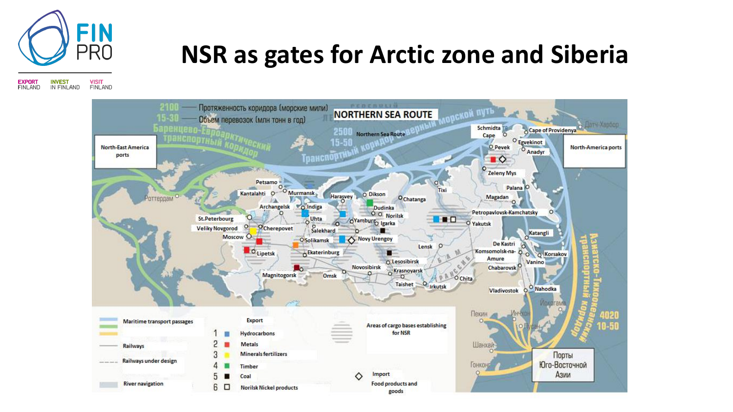# NSR as gates for Arctic zone and Siberia

2100 — Протяженность коридора (морские мили)
15-30 — Объем перевозок (млн тонн в год)

NORTHERN SEA ROUTE

Баренцево-Евроарктический транспортный коридор

2500 Northern Sea Route
15-50 Транспортный коридор Северный морской путь

North-East America ports

North-America ports

Азиатско-Тихоокеанский транспортный коридор
4020
10-50

Порты Юго-Восточной Азии

Schmidta Cape, Cape of Providenya, Egvekinot, Pevek, Anadyr, Zeleny Mys, Tixi, Palana, Magadan, Petropavlovsk-Kamchatsky, Yakutsk, Katangli, De Kastri, Komsomolsk-na-Amure, Korsakov, Vanino, Chabarovsk, Vladivostok, Nahodka, Chita, Irkutsk, Taishet, Krasnoyarsk, Lesosibirsk, Lensk, Novosibirsk, Omsk, Magnitogorsk, Ekaterinburg, Solikamsk, Novy Urengoy, Salekhard, Yamburg, Igarka, Norilsk, Dudinka, Dikson, Chatanga, Harasvey, Indiga, Uhta, Murmansk, Petsamo, Kantalahti, Archangelsk, St.Peterbourg, Veliky Novgorod, Cherepovet, Moscow, Lipetsk

Роттердам, Датч-Харбор, Пекин, Инчхон, Пусан, Шанхай, Гонконг, Йокогама

Maritime transport passages
Railways
Railways under design
River navigation

Export
1 Hydrocarbons
2 Metals
3 Minerals fertilizers
4 Timber
5 Coal
6 Norilsk Nickel products

Areas of cargo bases establishing for NSR

Import
Food products and goods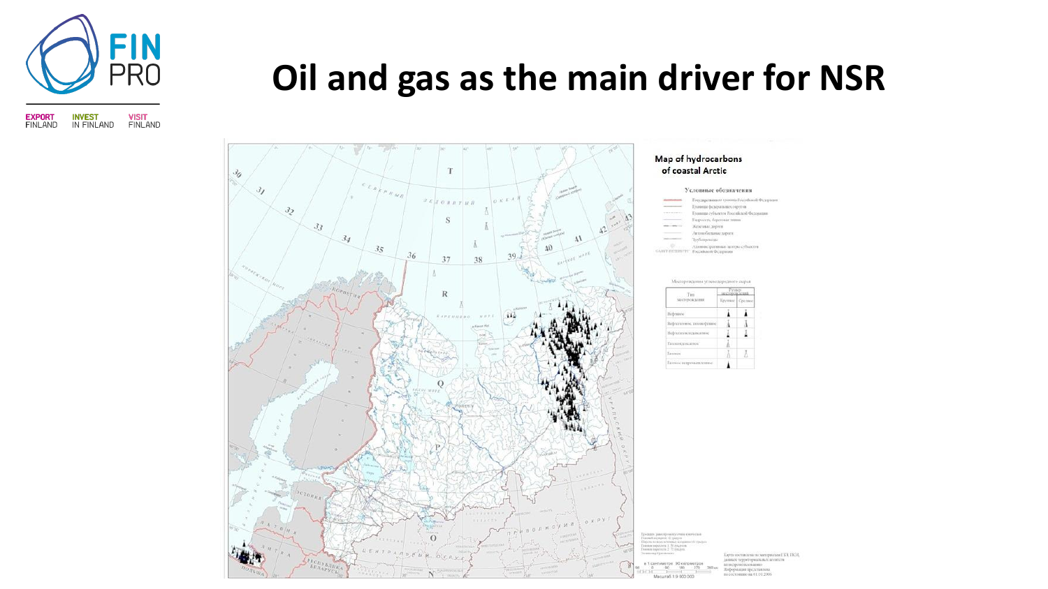# Oil and gas as the main driver for NSR

Map of hydrocarbons of coastal Arctic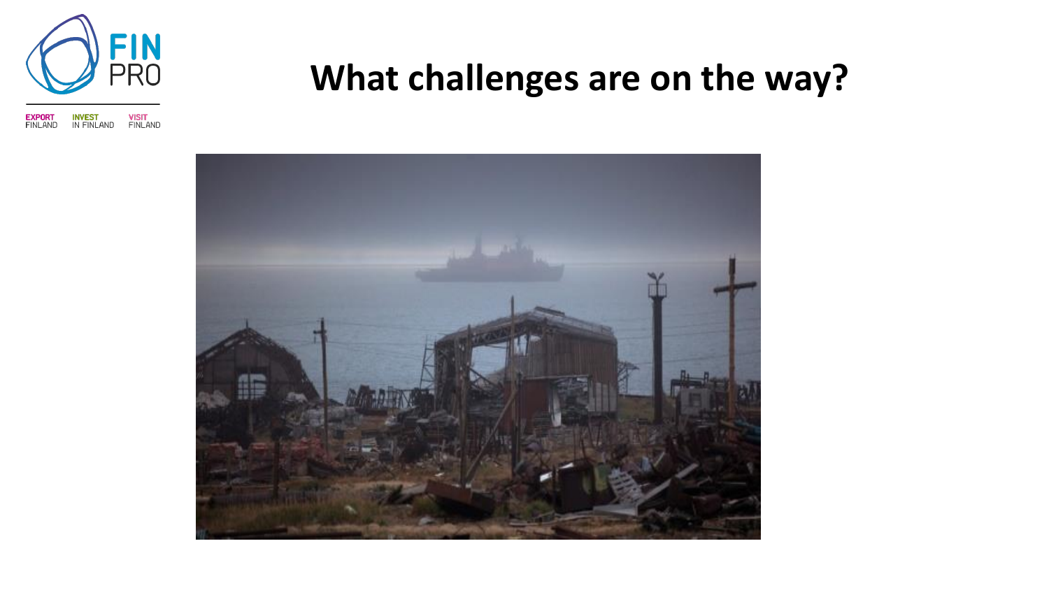# What challenges are on the way?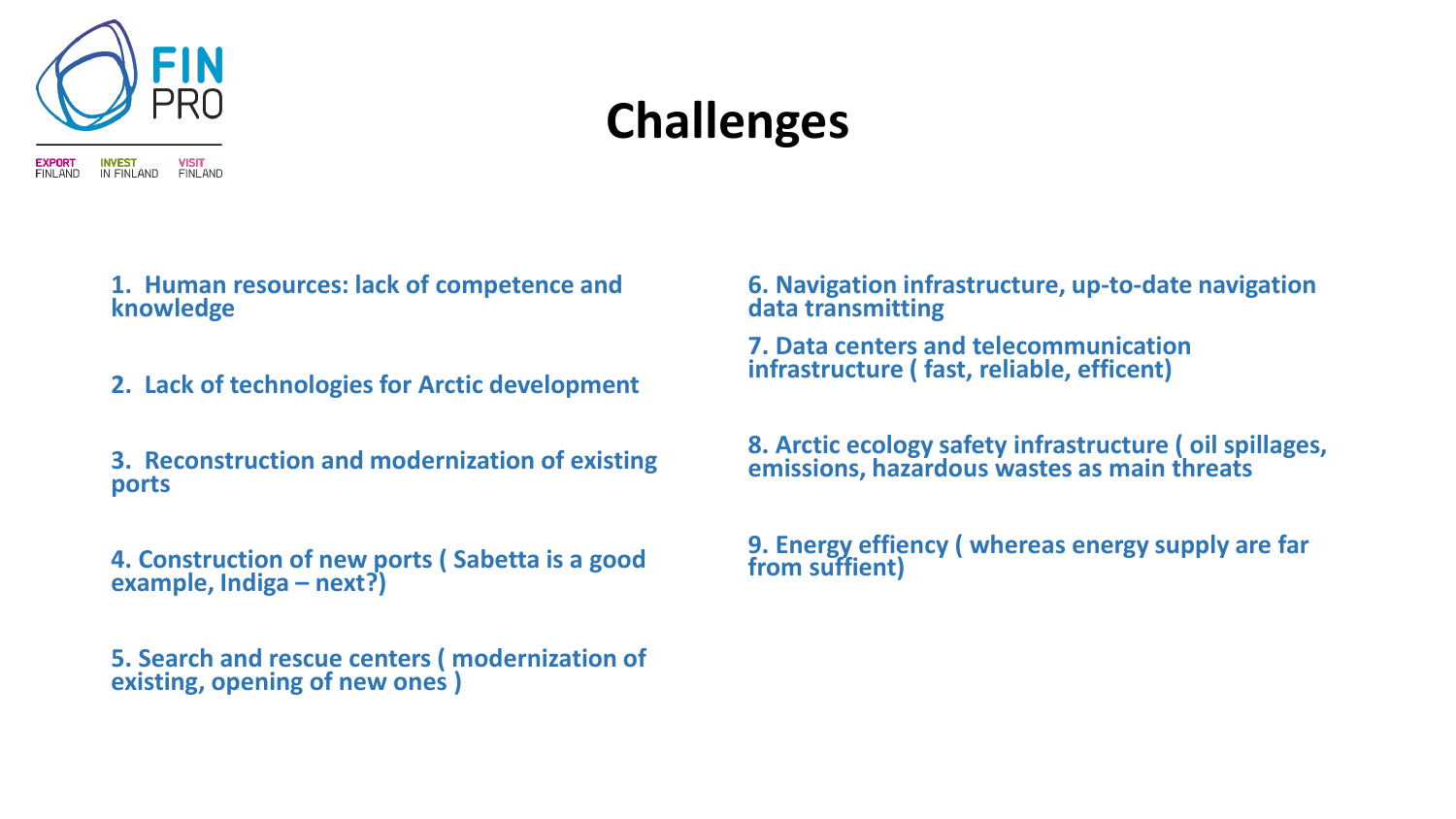# Challenges

1. Human resources: lack of competence and knowledge
2. Lack of technologies for Arctic development
3. Reconstruction and modernization of existing ports
4. Construction of new ports ( Sabetta is a good example, Indiga – next?)
5. Search and rescue centers ( modernization of existing, opening of new ones )
6. Navigation infrastructure, up-to-date navigation data transmitting
7. Data centers and telecommunication infrastructure ( fast, reliable, efficent)
8. Arctic ecology safety infrastructure ( oil spillages, emissions, hazardous wastes as main threats
9. Energy effiency ( whereas energy supply are far from suffient)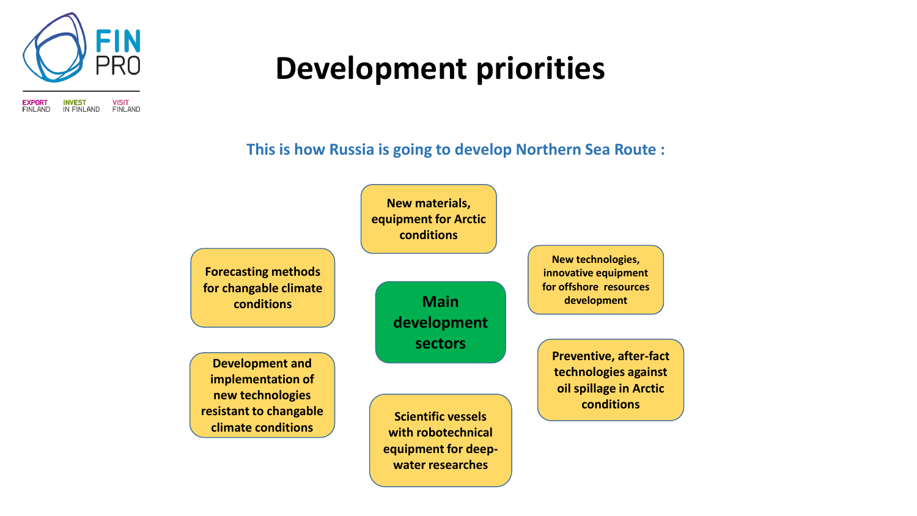# Development priorities

**This is how Russia is going to develop Northern Sea Route :**

**Main development sectors**

- **New materials, equipment for Arctic conditions**
- **New technologies, innovative equipment for offshore resources development**
- **Preventive, after-fact technologies against oil spillage in Arctic conditions**
- **Scientific vessels with robotechnical equipment for deep-water researches**
- **Development and implementation of new technologies resistant to changable climate conditions**
- **Forecasting methods for changable climate conditions**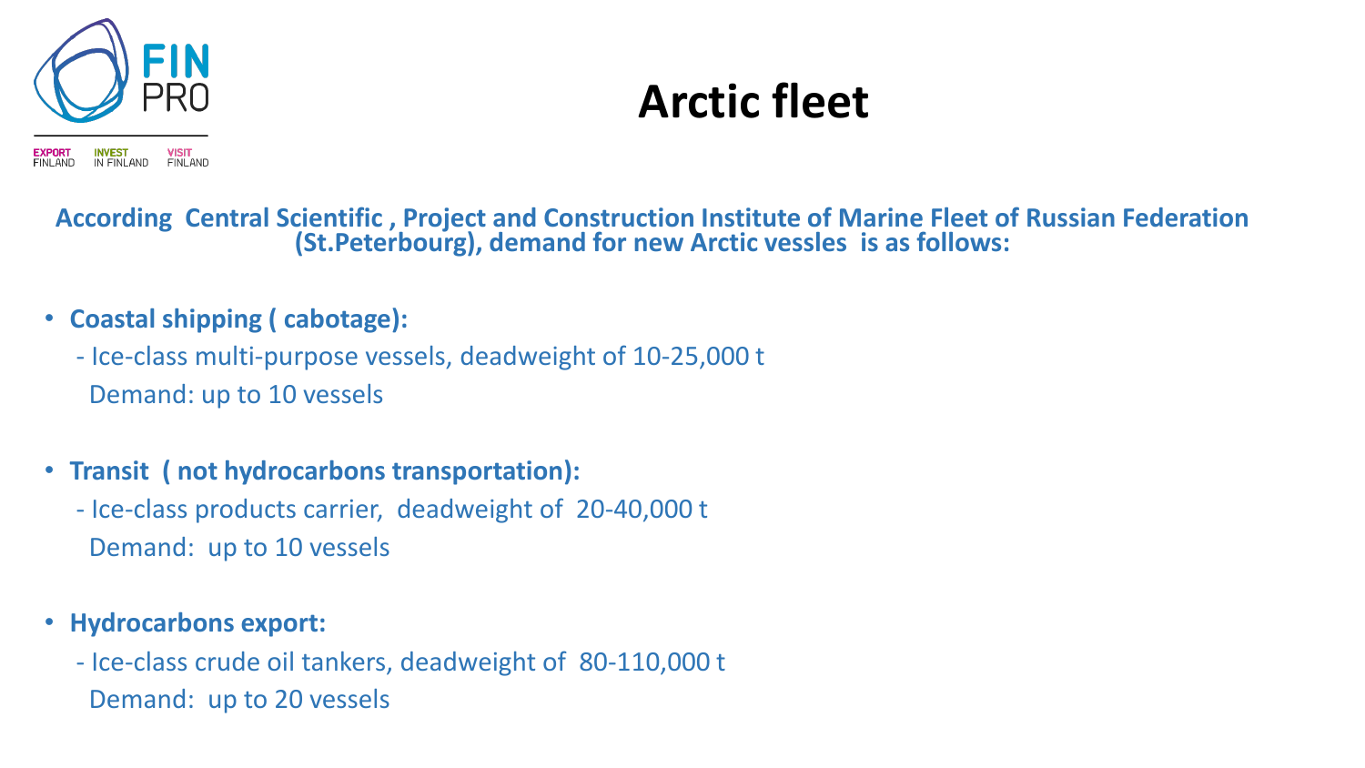# Arctic fleet

**According Central Scientific , Project and Construction Institute of Marine Fleet of Russian Federation (St.Peterbourg), demand for new Arctic vessles is as follows:**

- **Coastal shipping ( cabotage):**
  - Ice-class multi-purpose vessels, deadweight of 10-25,000 t
    Demand: up to 10 vessels
- **Transit ( not hydrocarbons transportation):**
  - Ice-class products carrier, deadweight of 20-40,000 t
    Demand: up to 10 vessels
- **Hydrocarbons export:**
  - Ice-class crude oil tankers, deadweight of 80-110,000 t
    Demand: up to 20 vessels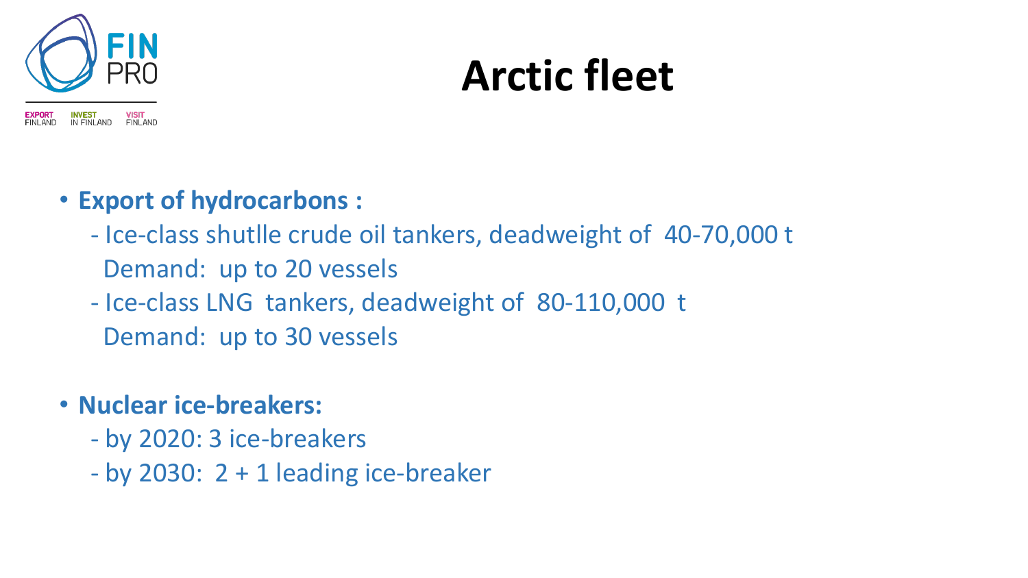# Arctic fleet

- **Export of hydrocarbons :**
  - Ice-class shutlle crude oil tankers, deadweight of 40-70,000 t
    Demand: up to 20 vessels
  - Ice-class LNG tankers, deadweight of 80-110,000 t
    Demand: up to 30 vessels

- **Nuclear ice-breakers:**
  - by 2020: 3 ice-breakers
  - by 2030: 2 + 1 leading ice-breaker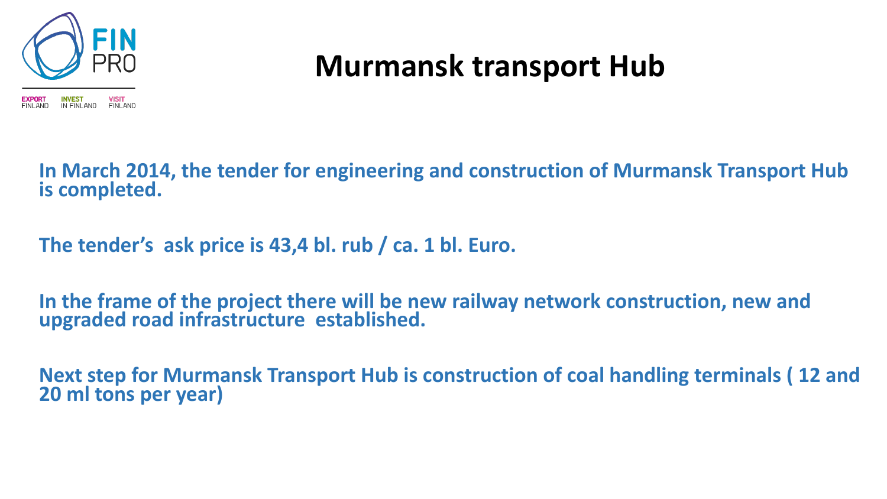# Murmansk transport Hub

**In March 2014, the tender for engineering and construction of Murmansk Transport Hub is completed.**

**The tender's ask price is 43,4 bl. rub / ca. 1 bl. Euro.**

**In the frame of the project there will be new railway network construction, new and upgraded road infrastructure established.**

**Next step for Murmansk Transport Hub is construction of coal handling terminals ( 12 and 20 ml tons per year)**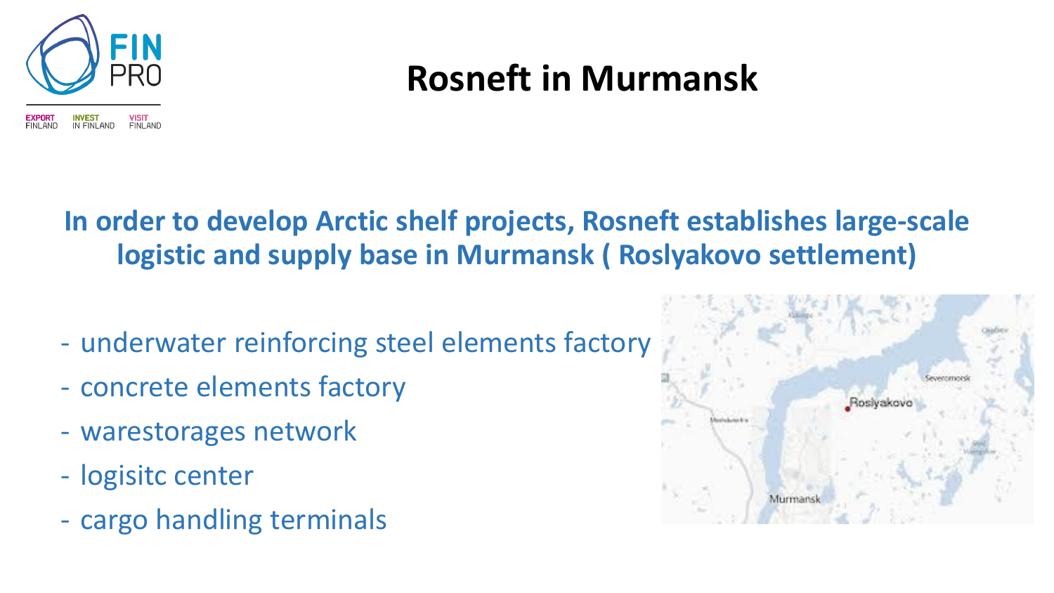# Rosneft in Murmansk

**In order to develop Arctic shelf projects, Rosneft establishes large-scale logistic and supply base in Murmansk ( Roslyakovo settlement)**

- underwater reinforcing steel elements factory
- concrete elements factory
- warestorages network
- logisitc center
- cargo handling terminals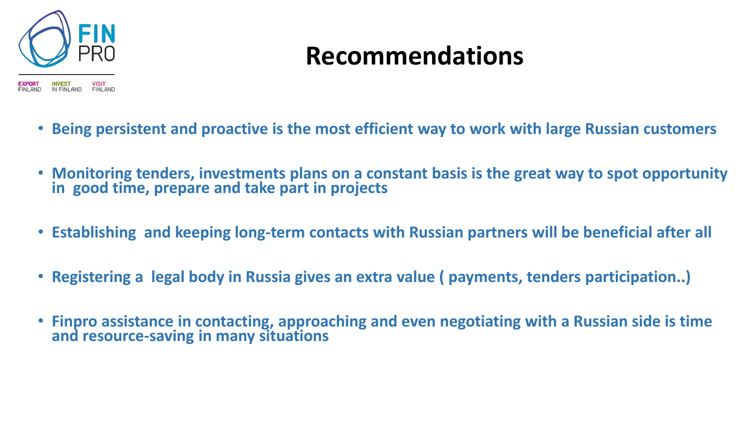# Recommendations

- **Being persistent and proactive is the most efficient way to work with large Russian customers**
- **Monitoring tenders, investments plans on a constant basis is the great way to spot opportunity in good time, prepare and take part in projects**
- **Establishing and keeping long-term contacts with Russian partners will be beneficial after all**
- **Registering a legal body in Russia gives an extra value ( payments, tenders participation..)**
- **Finpro assistance in contacting, approaching and even negotiating with a Russian side is time and resource-saving in many situations**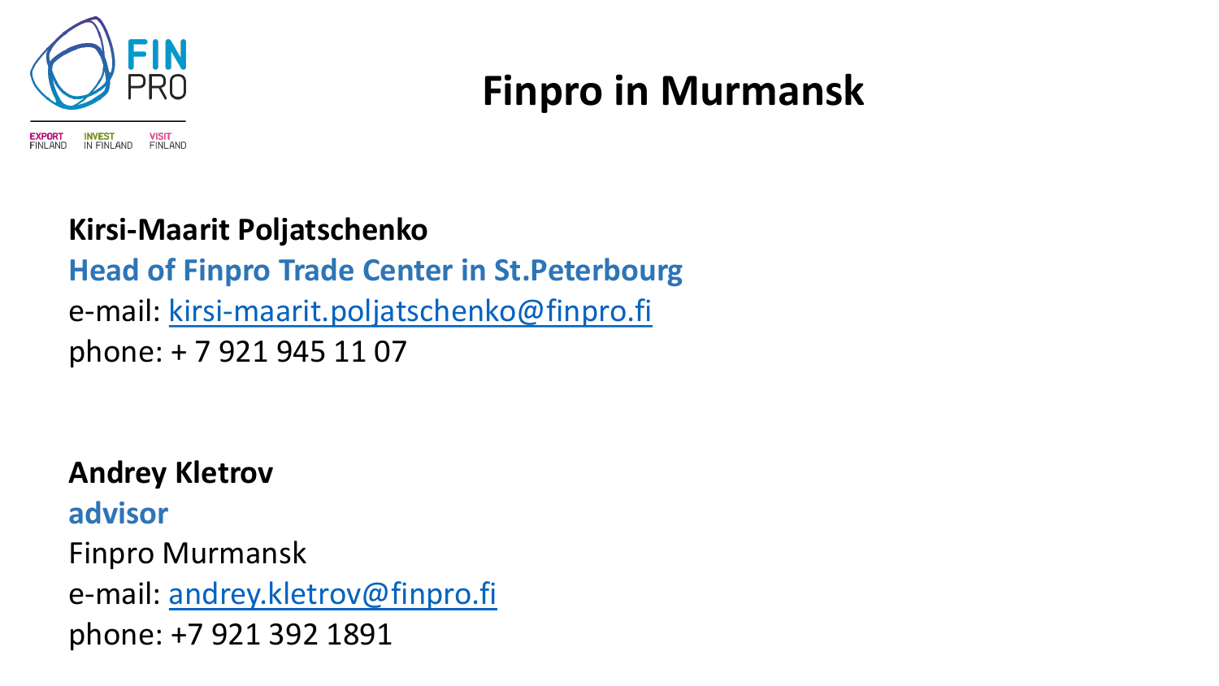# Finpro in Murmansk

**Kirsi-Maarit Poljatschenko**

**Head of Finpro Trade Center in St.Peterbourg**

e-mail: kirsi-maarit.poljatschenko@finpro.fi

phone: + 7 921 945 11 07

**Andrey Kletrov**

**advisor**

Finpro Murmansk

e-mail: andrey.kletrov@finpro.fi

phone: +7 921 392 1891